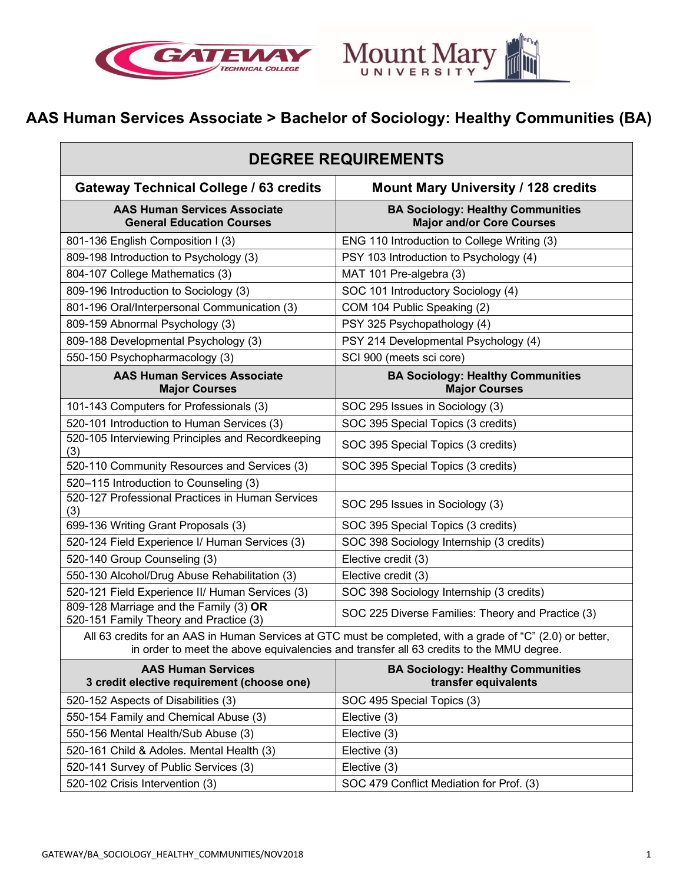# AAS Human Services Associate > Bachelor of Sociology: Healthy Communities (BA)

| DEGREE REQUIREMENTS | |
|---|---|
| **Gateway Technical College / 63 credits** | **Mount Mary University / 128 credits** |
| **AAS Human Services Associate General Education Courses** | **BA Sociology: Healthy Communities Major and/or Core Courses** |
| 801-136 English Composition I (3) | ENG 110 Introduction to College Writing (3) |
| 809-198 Introduction to Psychology (3) | PSY 103 Introduction to Psychology (4) |
| 804-107 College Mathematics (3) | MAT 101 Pre-algebra (3) |
| 809-196 Introduction to Sociology (3) | SOC 101 Introductory Sociology (4) |
| 801-196 Oral/Interpersonal Communication (3) | COM 104 Public Speaking (2) |
| 809-159 Abnormal Psychology (3) | PSY 325 Psychopathology (4) |
| 809-188 Developmental Psychology (3) | PSY 214 Developmental Psychology (4) |
| 550-150 Psychopharmacology (3) | SCI 900 (meets sci core) |
| **AAS Human Services Associate Major Courses** | **BA Sociology: Healthy Communities Major Courses** |
| 101-143 Computers for Professionals (3) | SOC 295 Issues in Sociology (3) |
| 520-101 Introduction to Human Services (3) | SOC 395 Special Topics (3 credits) |
| 520-105 Interviewing Principles and Recordkeeping (3) | SOC 395 Special Topics (3 credits) |
| 520-110 Community Resources and Services (3) | SOC 395 Special Topics (3 credits) |
| 520–115 Introduction to Counseling (3) | |
| 520-127 Professional Practices in Human Services (3) | SOC 295 Issues in Sociology (3) |
| 699-136 Writing Grant Proposals (3) | SOC 395 Special Topics (3 credits) |
| 520-124 Field Experience I/ Human Services (3) | SOC 398 Sociology Internship (3 credits) |
| 520-140 Group Counseling (3) | Elective credit (3) |
| 550-130 Alcohol/Drug Abuse Rehabilitation (3) | Elective credit (3) |
| 520-121 Field Experience II/ Human Services (3) | SOC 398 Sociology Internship (3 credits) |
| 809-128 Marriage and the Family (3) **OR** 520-151 Family Theory and Practice (3) | SOC 225 Diverse Families: Theory and Practice (3) |
| All 63 credits for an AAS in Human Services at GTC must be completed, with a grade of "C" (2.0) or better, in order to meet the above equivalencies and transfer all 63 credits to the MMU degree. | |
| **AAS Human Services 3 credit elective requirement (choose one)** | **BA Sociology: Healthy Communities transfer equivalents** |
| 520-152 Aspects of Disabilities (3) | SOC 495 Special Topics (3) |
| 550-154 Family and Chemical Abuse (3) | Elective (3) |
| 550-156 Mental Health/Sub Abuse (3) | Elective (3) |
| 520-161 Child & Adoles. Mental Health (3) | Elective (3) |
| 520-141 Survey of Public Services (3) | Elective (3) |
| 520-102 Crisis Intervention (3) | SOC 479 Conflict Mediation for Prof. (3) |

GATEWAY/BA_SOCIOLOGY_HEALTHY_COMMUNITIES/NOV2018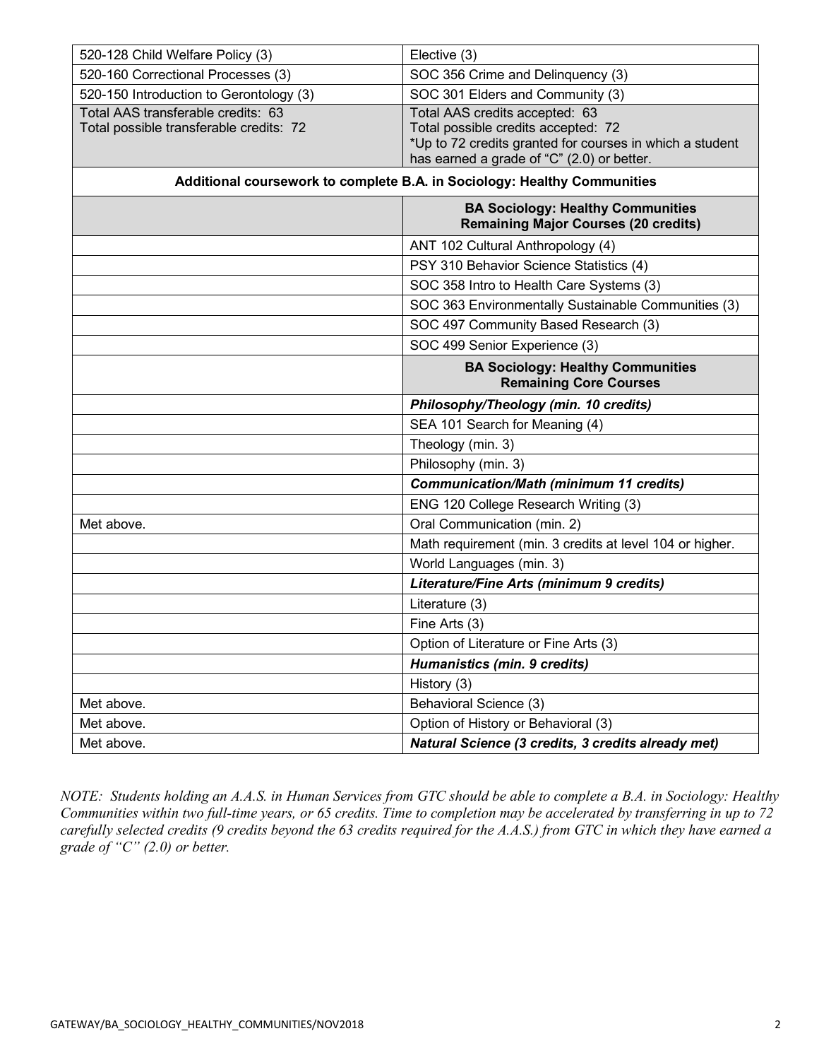| | |
|---|---|
| 520-128 Child Welfare Policy (3) | Elective (3) |
| 520-160 Correctional Processes (3) | SOC 356 Crime and Delinquency (3) |
| 520-150 Introduction to Gerontology (3) | SOC 301 Elders and Community (3) |
| Total AAS transferable credits: 63<br>Total possible transferable credits: 72 | Total AAS credits accepted: 63<br>Total possible credits accepted: 72<br>*Up to 72 credits granted for courses in which a student has earned a grade of "C" (2.0) or better. |
| **Additional coursework to complete B.A. in Sociology: Healthy Communities** | |
| | **BA Sociology: Healthy Communities Remaining Major Courses (20 credits)** |
| | ANT 102 Cultural Anthropology (4) |
| | PSY 310 Behavior Science Statistics (4) |
| | SOC 358 Intro to Health Care Systems (3) |
| | SOC 363 Environmentally Sustainable Communities (3) |
| | SOC 497 Community Based Research (3) |
| | SOC 499 Senior Experience (3) |
| | **BA Sociology: Healthy Communities Remaining Core Courses** |
| | ***Philosophy/Theology (min. 10 credits)*** |
| | SEA 101 Search for Meaning (4) |
| | Theology (min. 3) |
| | Philosophy (min. 3) |
| | ***Communication/Math (minimum 11 credits)*** |
| | ENG 120 College Research Writing (3) |
| Met above. | Oral Communication (min. 2) |
| | Math requirement (min. 3 credits at level 104 or higher. |
| | World Languages (min. 3) |
| | ***Literature/Fine Arts (minimum 9 credits)*** |
| | Literature (3) |
| | Fine Arts (3) |
| | Option of Literature or Fine Arts (3) |
| | ***Humanistics (min. 9 credits)*** |
| | History (3) |
| Met above. | Behavioral Science (3) |
| Met above. | Option of History or Behavioral (3) |
| Met above. | ***Natural Science (3 credits, 3 credits already met)*** |

*NOTE: Students holding an A.A.S. in Human Services from GTC should be able to complete a B.A. in Sociology: Healthy Communities within two full-time years, or 65 credits. Time to completion may be accelerated by transferring in up to 72 carefully selected credits (9 credits beyond the 63 credits required for the A.A.S.) from GTC in which they have earned a grade of "C" (2.0) or better.*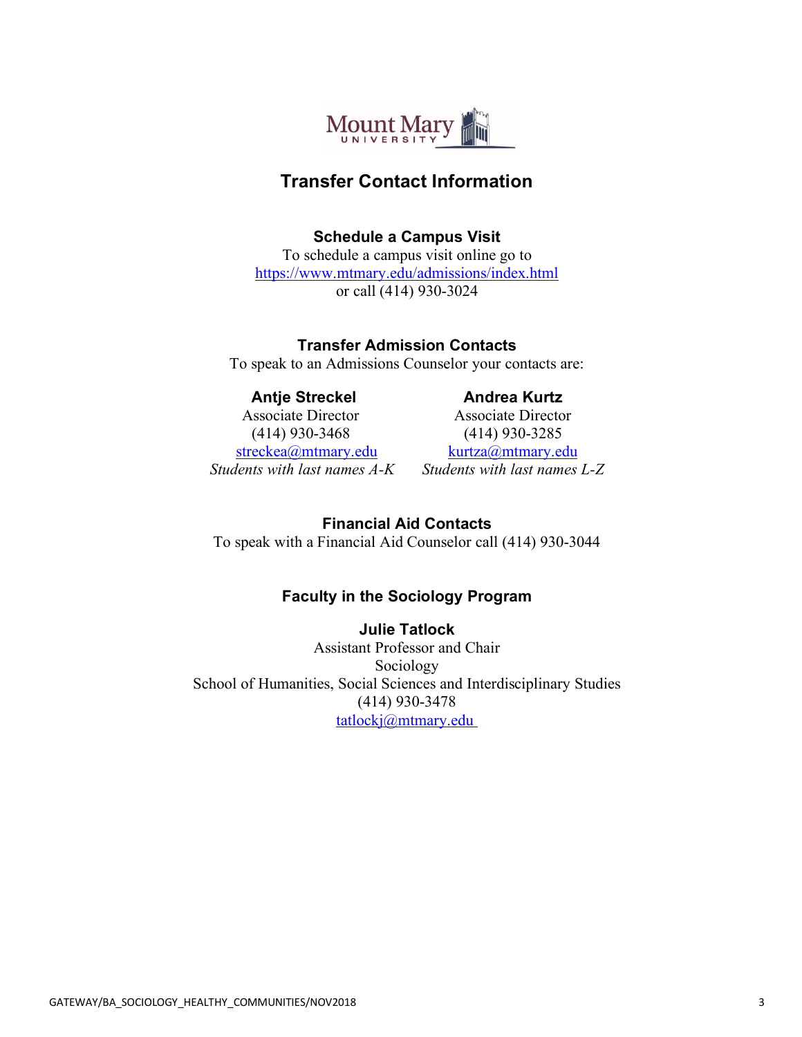# Transfer Contact Information

## Schedule a Campus Visit

To schedule a campus visit online go to
https://www.mtmary.edu/admissions/index.html
or call (414) 930-3024

## Transfer Admission Contacts

To speak to an Admissions Counselor your contacts are:

**Antje Streckel**
Associate Director
(414) 930-3468
streckea@mtmary.edu
*Students with last names A-K*

**Andrea Kurtz**
Associate Director
(414) 930-3285
kurtza@mtmary.edu
*Students with last names L-Z*

## Financial Aid Contacts

To speak with a Financial Aid Counselor call (414) 930-3044

## Faculty in the Sociology Program

**Julie Tatlock**
Assistant Professor and Chair
Sociology
School of Humanities, Social Sciences and Interdisciplinary Studies
(414) 930-3478
tatlockj@mtmary.edu